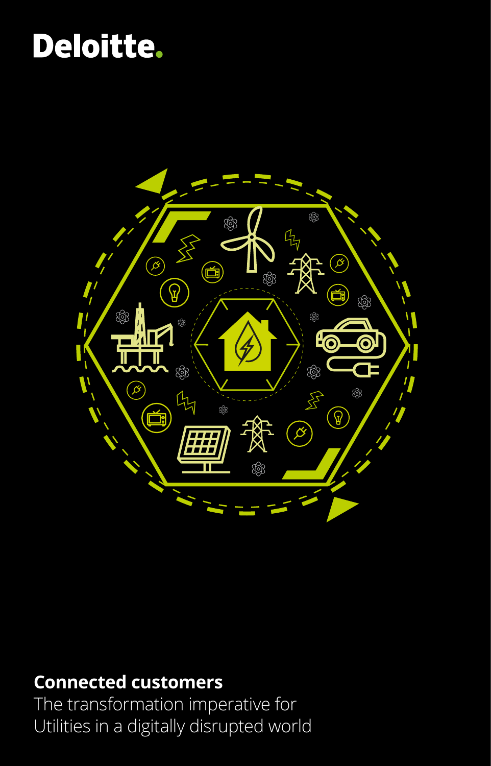Deloitte.

# Connected customers

The transformation imperative for Utilities in a digitally disrupted world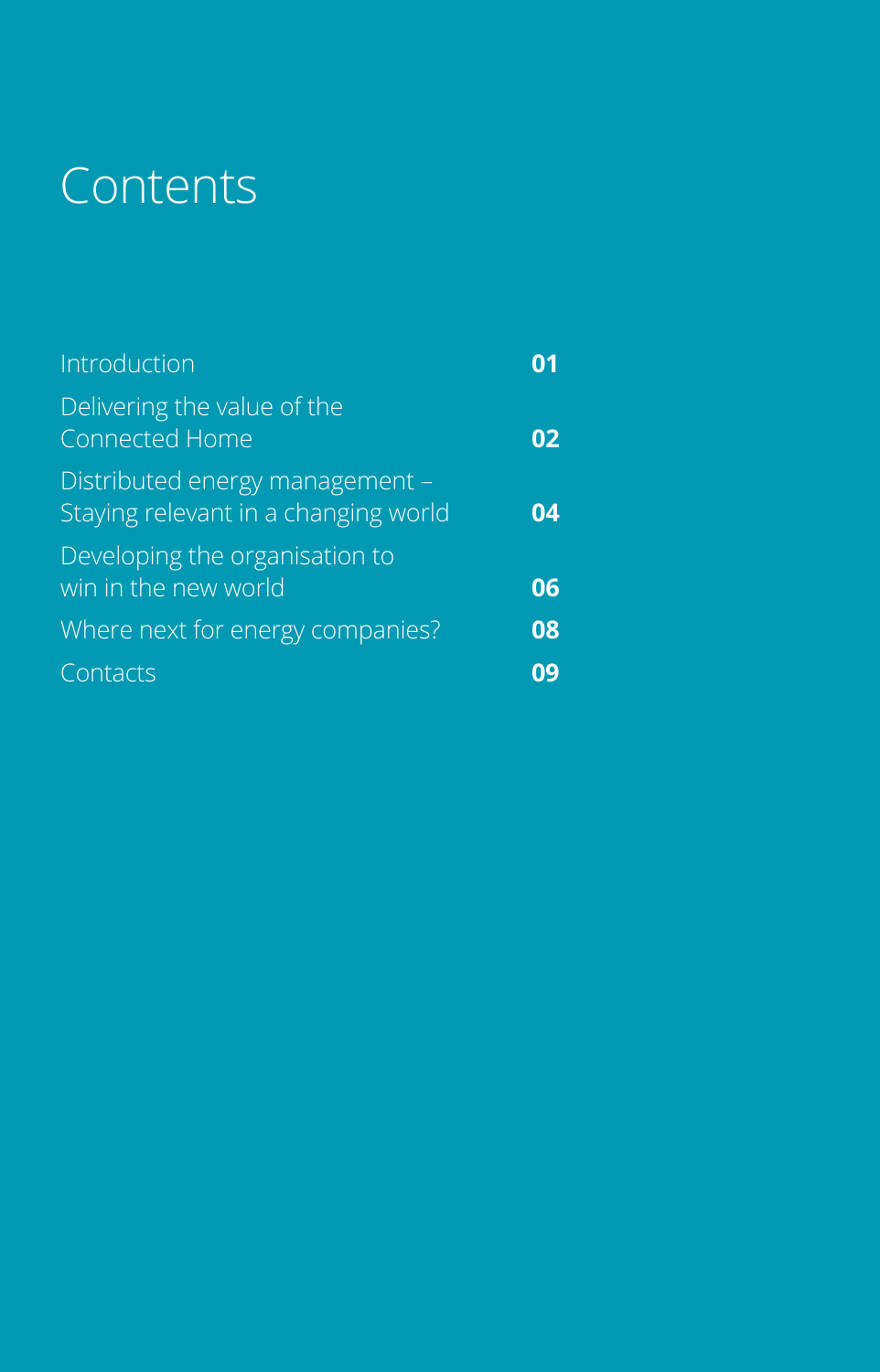# Contents

| | |
|---|---|
| Introduction | **01** |
| Delivering the value of the Connected Home | **02** |
| Distributed energy management – Staying relevant in a changing world | **04** |
| Developing the organisation to win in the new world | **06** |
| Where next for energy companies? | **08** |
| Contacts | **09** |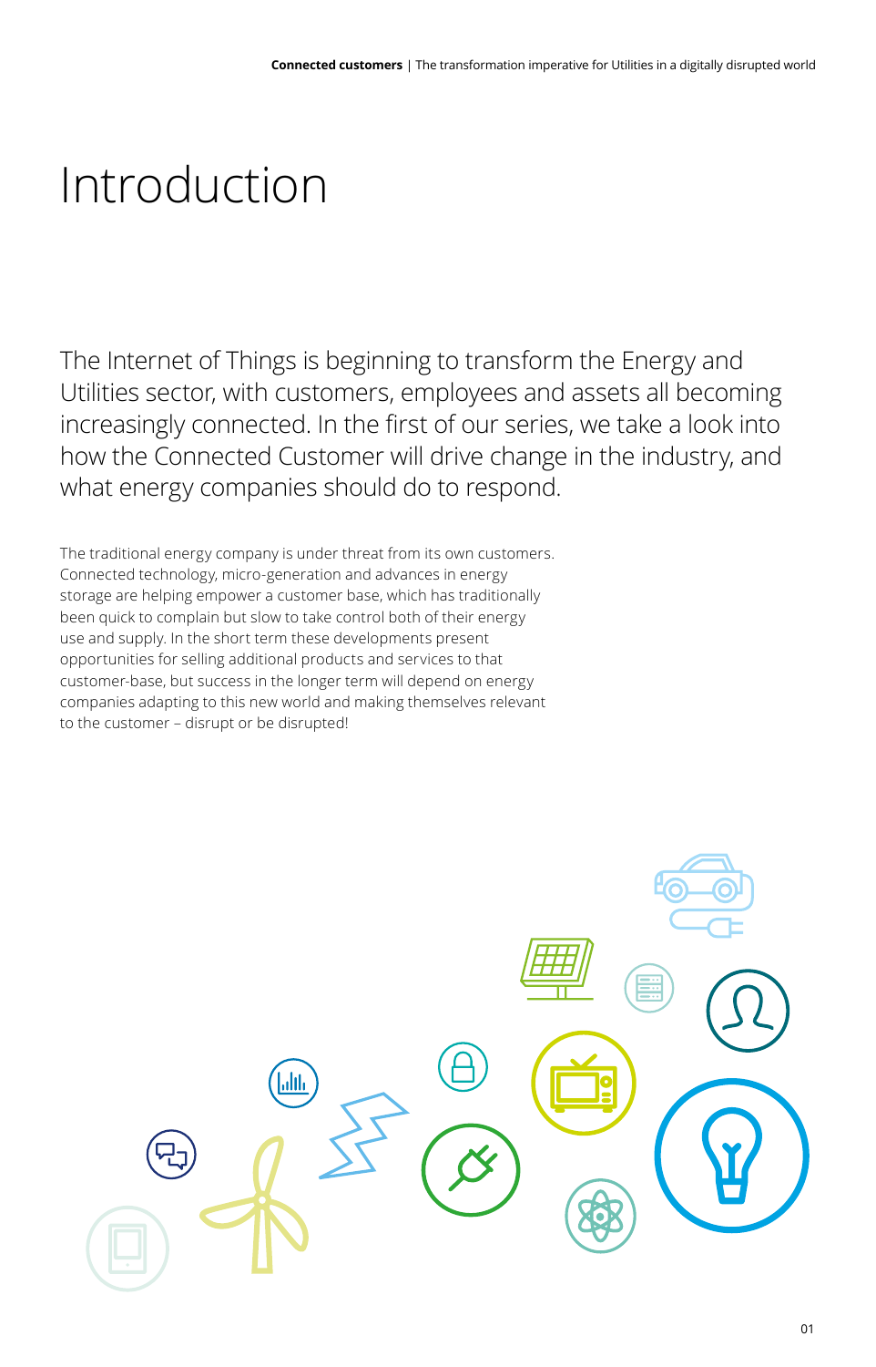# Introduction

The Internet of Things is beginning to transform the Energy and Utilities sector, with customers, employees and assets all becoming increasingly connected. In the first of our series, we take a look into how the Connected Customer will drive change in the industry, and what energy companies should do to respond.

The traditional energy company is under threat from its own customers. Connected technology, micro-generation and advances in energy storage are helping empower a customer base, which has traditionally been quick to complain but slow to take control both of their energy use and supply. In the short term these developments present opportunities for selling additional products and services to that customer-base, but success in the longer term will depend on energy companies adapting to this new world and making themselves relevant to the customer – disrupt or be disrupted!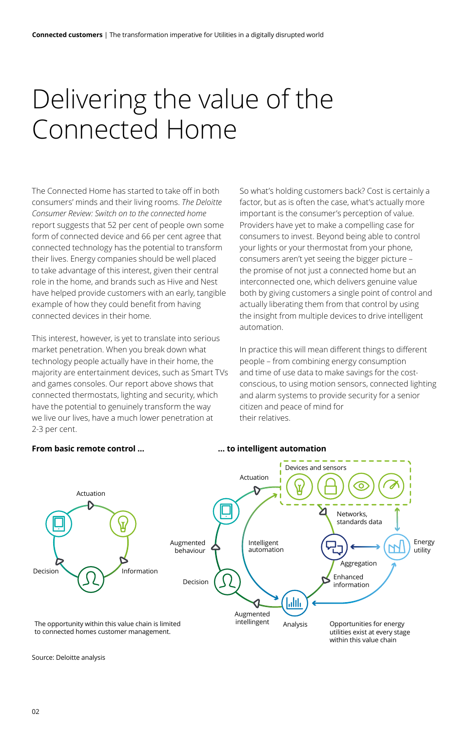# Delivering the value of the Connected Home

The Connected Home has started to take off in both consumers' minds and their living rooms. *The Deloitte Consumer Review: Switch on to the connected home* report suggests that 52 per cent of people own some form of connected device and 66 per cent agree that connected technology has the potential to transform their lives. Energy companies should be well placed to take advantage of this interest, given their central role in the home, and brands such as Hive and Nest have helped provide customers with an early, tangible example of how they could benefit from having connected devices in their home.

This interest, however, is yet to translate into serious market penetration. When you break down what technology people actually have in their home, the majority are entertainment devices, such as Smart TVs and games consoles. Our report above shows that connected thermostats, lighting and security, which have the potential to genuinely transform the way we live our lives, have a much lower penetration at 2-3 per cent.

So what's holding customers back? Cost is certainly a factor, but as is often the case, what's actually more important is the consumer's perception of value. Providers have yet to make a compelling case for consumers to invest. Beyond being able to control your lights or your thermostat from your phone, consumers aren't yet seeing the bigger picture – the promise of not just a connected home but an interconnected one, which delivers genuine value both by giving customers a single point of control and actually liberating them from that control by using the insight from multiple devices to drive intelligent automation.

In practice this will mean different things to different people – from combining energy consumption and time of use data to make savings for the cost-conscious, to using motion sensors, connected lighting and alarm systems to provide security for a senior citizen and peace of mind for their relatives.

**From basic remote control ...**

Actuation

Decision

Information

The opportunity within this value chain is limited to connected homes customer management.

**... to intelligent automation**

Devices and sensors

Actuation

Networks, standards data

Augmented behaviour

Intelligent automation

Energy utility

Aggregation

Decision

Enhanced information

Augmented intelligent

Analysis

Opportunities for energy utilities exist at every stage within this value chain

Source: Deloitte analysis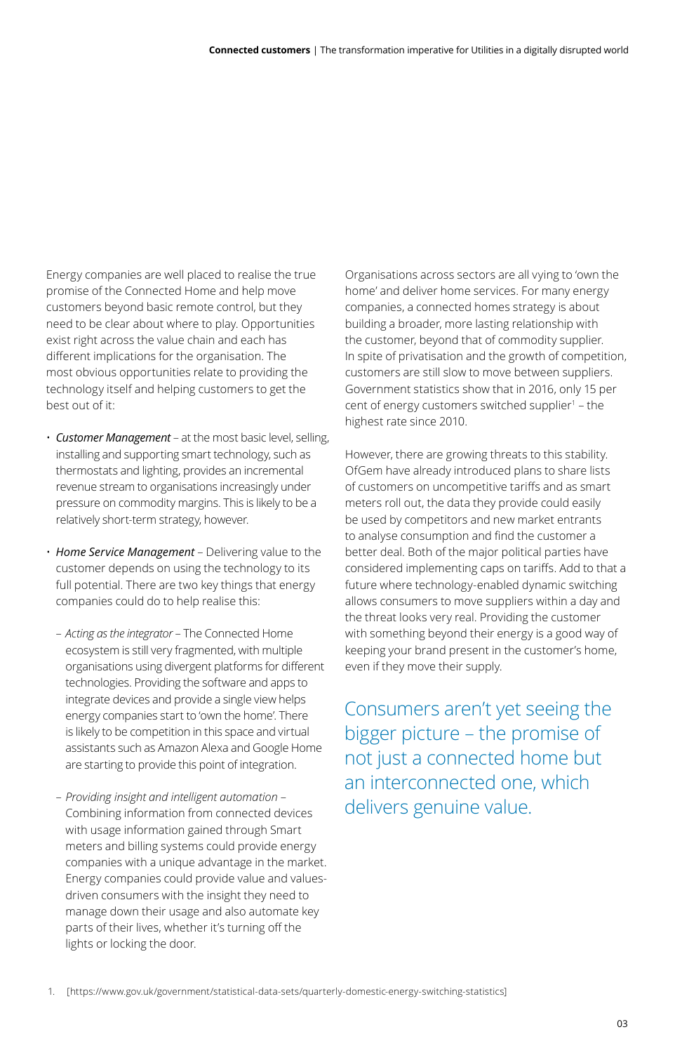Energy companies are well placed to realise the true promise of the Connected Home and help move customers beyond basic remote control, but they need to be clear about where to play. Opportunities exist right across the value chain and each has different implications for the organisation. The most obvious opportunities relate to providing the technology itself and helping customers to get the best out of it:

- *Customer Management* – at the most basic level, selling, installing and supporting smart technology, such as thermostats and lighting, provides an incremental revenue stream to organisations increasingly under pressure on commodity margins. This is likely to be a relatively short-term strategy, however.
- *Home Service Management* – Delivering value to the customer depends on using the technology to its full potential. There are two key things that energy companies could do to help realise this:
  - *Acting as the integrator* – The Connected Home ecosystem is still very fragmented, with multiple organisations using divergent platforms for different technologies. Providing the software and apps to integrate devices and provide a single view helps energy companies start to 'own the home'. There is likely to be competition in this space and virtual assistants such as Amazon Alexa and Google Home are starting to provide this point of integration.
  - *Providing insight and intelligent automation* – Combining information from connected devices with usage information gained through Smart meters and billing systems could provide energy companies with a unique advantage in the market. Energy companies could provide value and values-driven consumers with the insight they need to manage down their usage and also automate key parts of their lives, whether it's turning off the lights or locking the door.

Organisations across sectors are all vying to 'own the home' and deliver home services. For many energy companies, a connected homes strategy is about building a broader, more lasting relationship with the customer, beyond that of commodity supplier. In spite of privatisation and the growth of competition, customers are still slow to move between suppliers. Government statistics show that in 2016, only 15 per cent of energy customers switched supplier[1] – the highest rate since 2010.

However, there are growing threats to this stability. OfGem have already introduced plans to share lists of customers on uncompetitive tariffs and as smart meters roll out, the data they provide could easily be used by competitors and new market entrants to analyse consumption and find the customer a better deal. Both of the major political parties have considered implementing caps on tariffs. Add to that a future where technology-enabled dynamic switching allows consumers to move suppliers within a day and the threat looks very real. Providing the customer with something beyond their energy is a good way of keeping your brand present in the customer's home, even if they move their supply.

> Consumers aren't yet seeing the bigger picture – the promise of not just a connected home but an interconnected one, which delivers genuine value.

1. [https://www.gov.uk/government/statistical-data-sets/quarterly-domestic-energy-switching-statistics]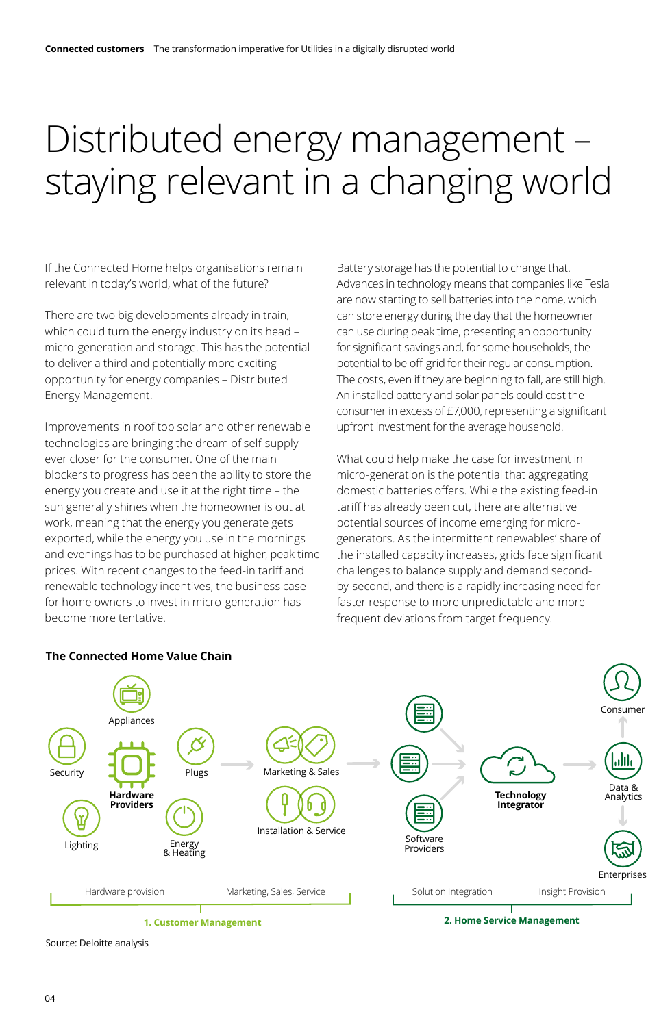# Distributed energy management – staying relevant in a changing world

If the Connected Home helps organisations remain relevant in today's world, what of the future?

There are two big developments already in train, which could turn the energy industry on its head – micro-generation and storage. This has the potential to deliver a third and potentially more exciting opportunity for energy companies – Distributed Energy Management.

Improvements in roof top solar and other renewable technologies are bringing the dream of self-supply ever closer for the consumer. One of the main blockers to progress has been the ability to store the energy you create and use it at the right time – the sun generally shines when the homeowner is out at work, meaning that the energy you generate gets exported, while the energy you use in the mornings and evenings has to be purchased at higher, peak time prices. With recent changes to the feed-in tariff and renewable technology incentives, the business case for home owners to invest in micro-generation has become more tentative.

Battery storage has the potential to change that. Advances in technology means that companies like Tesla are now starting to sell batteries into the home, which can store energy during the day that the homeowner can use during peak time, presenting an opportunity for significant savings and, for some households, the potential to be off-grid for their regular consumption. The costs, even if they are beginning to fall, are still high. An installed battery and solar panels could cost the consumer in excess of £7,000, representing a significant upfront investment for the average household.

What could help make the case for investment in micro-generation is the potential that aggregating domestic batteries offers. While the existing feed-in tariff has already been cut, there are alternative potential sources of income emerging for micro-generators. As the intermittent renewables' share of the installed capacity increases, grids face significant challenges to balance supply and demand second-by-second, and there is a rapidly increasing need for faster response to more unpredictable and more frequent deviations from target frequency.

**The Connected Home Value Chain**

Appliances, Security, Plugs, Lighting, Energy & Heating → **Hardware Providers** → Marketing & Sales, Installation & Service → **Software Providers** → **Technology Integrator** → Data & Analytics → Consumer, Enterprises

Hardware provision | Marketing, Sales, Service | Solution Integration | Insight Provision

**1. Customer Management** | **2. Home Service Management**

Source: Deloitte analysis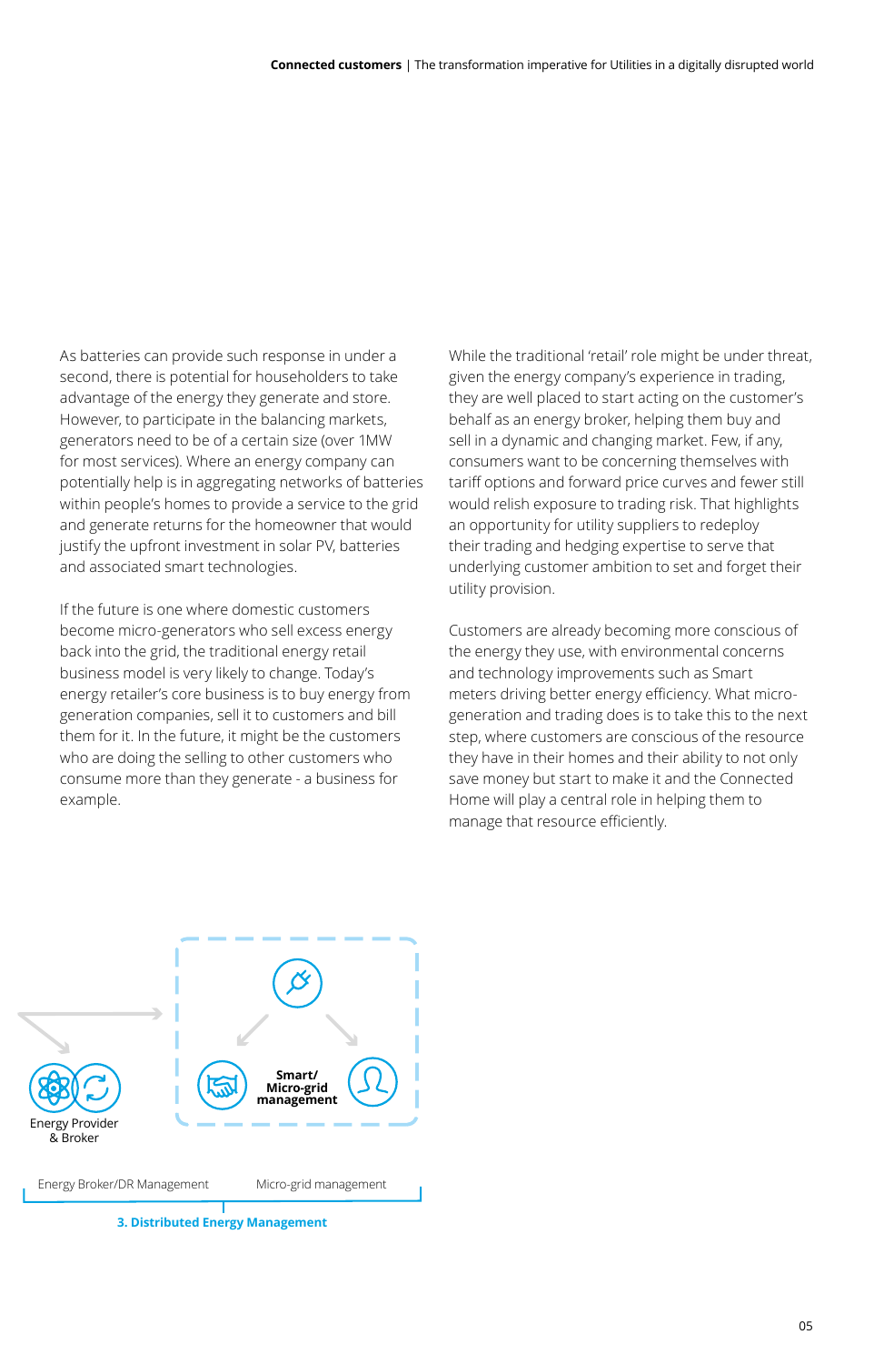As batteries can provide such response in under a second, there is potential for householders to take advantage of the energy they generate and store. However, to participate in the balancing markets, generators need to be of a certain size (over 1MW for most services). Where an energy company can potentially help is in aggregating networks of batteries within people's homes to provide a service to the grid and generate returns for the homeowner that would justify the upfront investment in solar PV, batteries and associated smart technologies.

If the future is one where domestic customers become micro-generators who sell excess energy back into the grid, the traditional energy retail business model is very likely to change. Today's energy retailer's core business is to buy energy from generation companies, sell it to customers and bill them for it. In the future, it might be the customers who are doing the selling to other customers who consume more than they generate - a business for example.

While the traditional 'retail' role might be under threat, given the energy company's experience in trading, they are well placed to start acting on the customer's behalf as an energy broker, helping them buy and sell in a dynamic and changing market. Few, if any, consumers want to be concerning themselves with tariff options and forward price curves and fewer still would relish exposure to trading risk. That highlights an opportunity for utility suppliers to redeploy their trading and hedging expertise to serve that underlying customer ambition to set and forget their utility provision.

Customers are already becoming more conscious of the energy they use, with environmental concerns and technology improvements such as Smart meters driving better energy efficiency. What micro-generation and trading does is to take this to the next step, where customers are conscious of the resource they have in their homes and their ability to not only save money but start to make it and the Connected Home will play a central role in helping them to manage that resource efficiently.

Energy Provider & Broker

Smart/ Micro-grid management

Energy Broker/DR Management

Micro-grid management

**3. Distributed Energy Management**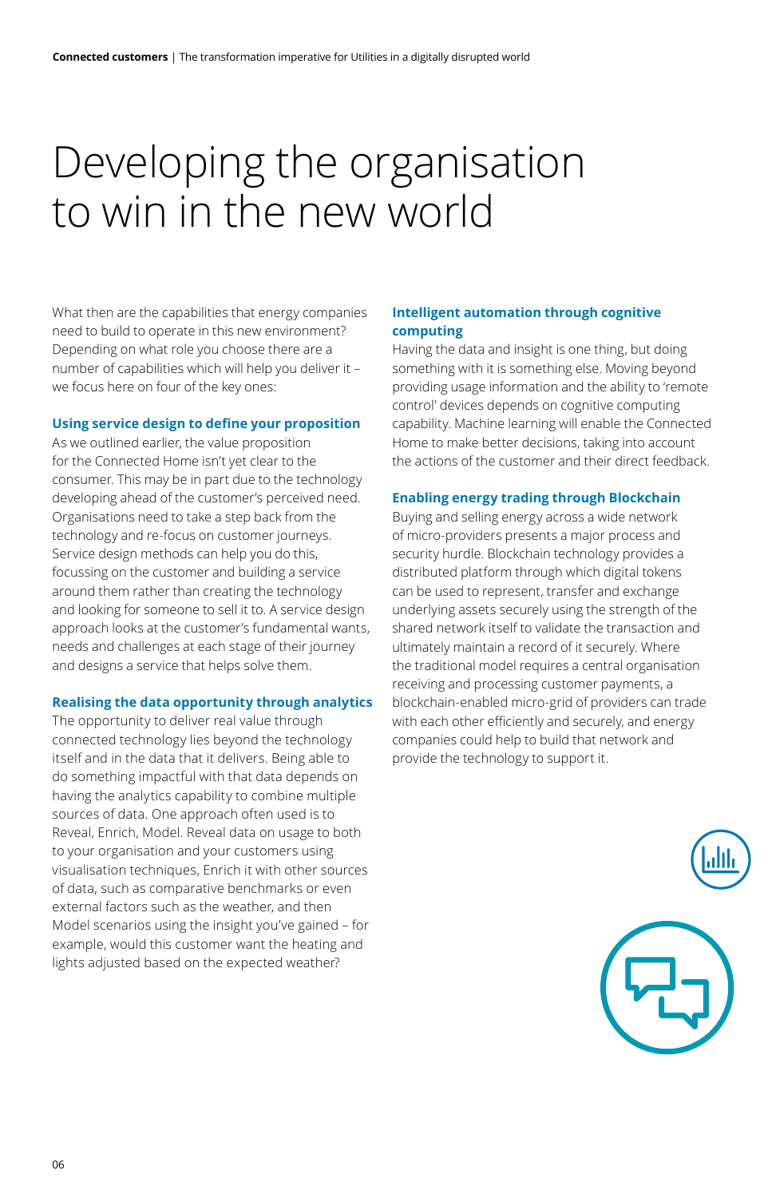# Developing the organisation to win in the new world

What then are the capabilities that energy companies need to build to operate in this new environment? Depending on what role you choose there are a number of capabilities which will help you deliver it – we focus here on four of the key ones:

### Using service design to define your proposition

As we outlined earlier, the value proposition for the Connected Home isn't yet clear to the consumer. This may be in part due to the technology developing ahead of the customer's perceived need. Organisations need to take a step back from the technology and re-focus on customer journeys. Service design methods can help you do this, focussing on the customer and building a service around them rather than creating the technology and looking for someone to sell it to. A service design approach looks at the customer's fundamental wants, needs and challenges at each stage of their journey and designs a service that helps solve them.

### Realising the data opportunity through analytics

The opportunity to deliver real value through connected technology lies beyond the technology itself and in the data that it delivers. Being able to do something impactful with that data depends on having the analytics capability to combine multiple sources of data. One approach often used is to Reveal, Enrich, Model. Reveal data on usage to both to your organisation and your customers using visualisation techniques, Enrich it with other sources of data, such as comparative benchmarks or even external factors such as the weather, and then Model scenarios using the insight you've gained – for example, would this customer want the heating and lights adjusted based on the expected weather?

### Intelligent automation through cognitive computing

Having the data and insight is one thing, but doing something with it is something else. Moving beyond providing usage information and the ability to 'remote control' devices depends on cognitive computing capability. Machine learning will enable the Connected Home to make better decisions, taking into account the actions of the customer and their direct feedback.

### Enabling energy trading through Blockchain

Buying and selling energy across a wide network of micro-providers presents a major process and security hurdle. Blockchain technology provides a distributed platform through which digital tokens can be used to represent, transfer and exchange underlying assets securely using the strength of the shared network itself to validate the transaction and ultimately maintain a record of it securely. Where the traditional model requires a central organisation receiving and processing customer payments, a blockchain-enabled micro-grid of providers can trade with each other efficiently and securely, and energy companies could help to build that network and provide the technology to support it.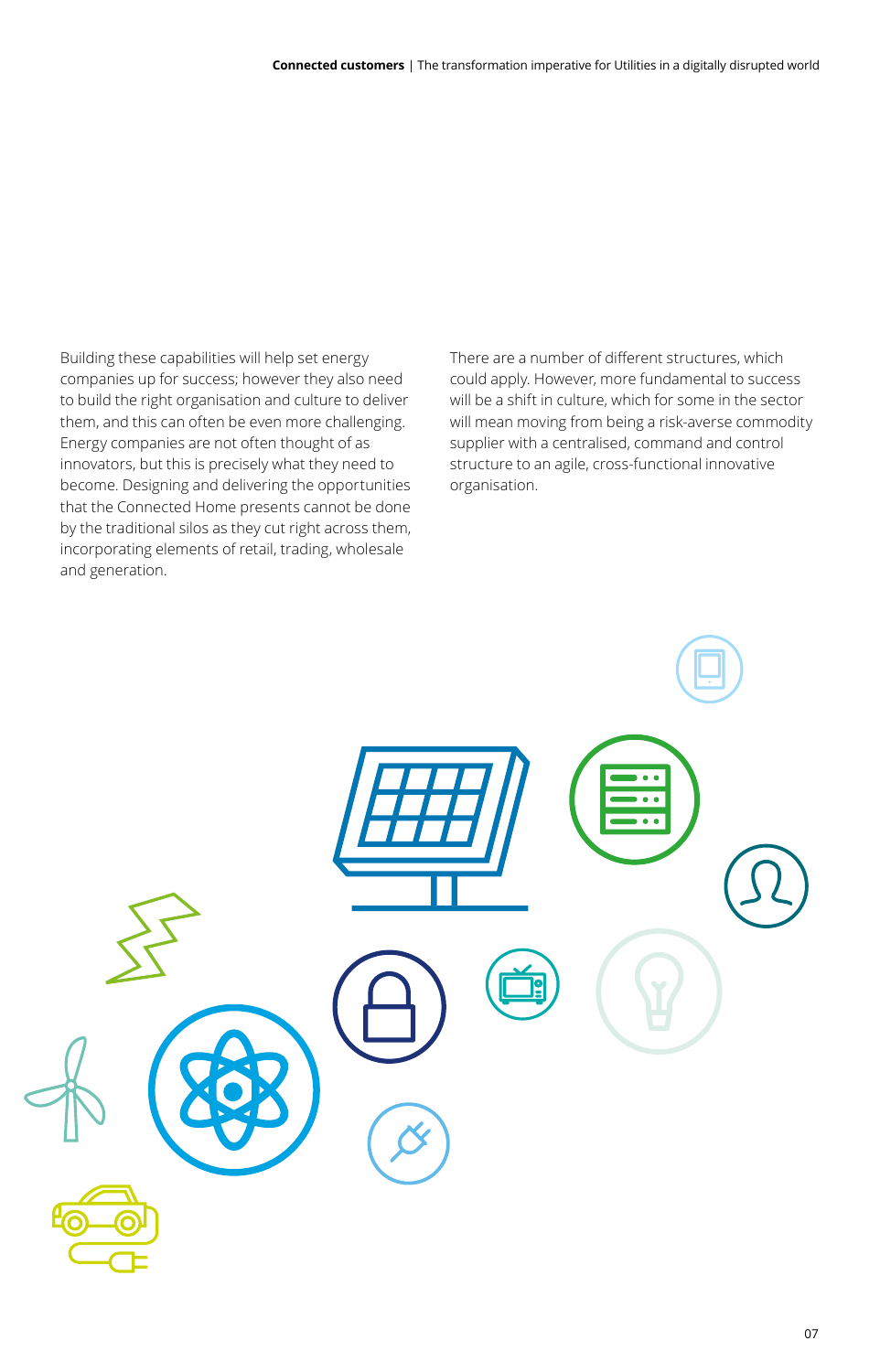Building these capabilities will help set energy companies up for success; however they also need to build the right organisation and culture to deliver them, and this can often be even more challenging. Energy companies are not often thought of as innovators, but this is precisely what they need to become. Designing and delivering the opportunities that the Connected Home presents cannot be done by the traditional silos as they cut right across them, incorporating elements of retail, trading, wholesale and generation.

There are a number of different structures, which could apply. However, more fundamental to success will be a shift in culture, which for some in the sector will mean moving from being a risk-averse commodity supplier with a centralised, command and control structure to an agile, cross-functional innovative organisation.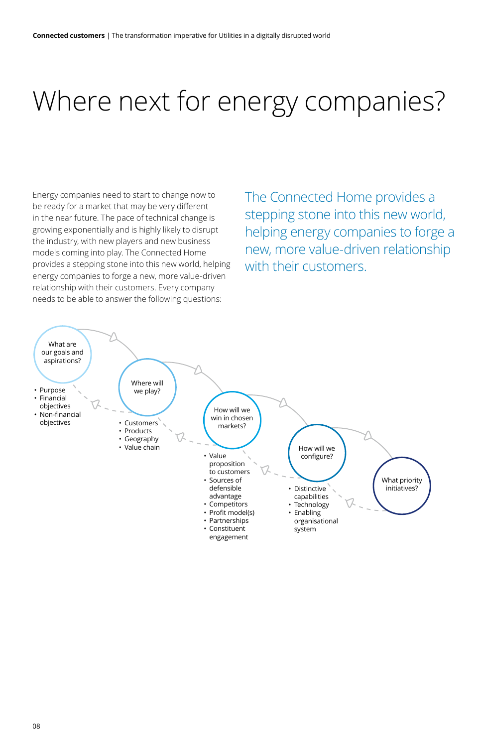# Where next for energy companies?

Energy companies need to start to change now to be ready for a market that may be very different in the near future. The pace of technical change is growing exponentially and is highly likely to disrupt the industry, with new players and new business models coming into play. The Connected Home provides a stepping stone into this new world, helping energy companies to forge a new, more value-driven relationship with their customers. Every company needs to be able to answer the following questions:

> The Connected Home provides a stepping stone into this new world, helping energy companies to forge a new, more value-driven relationship with their customers.

**What are our goals and aspirations?**

- Purpose
- Financial objectives
- Non-financial objectives

**Where will we play?**

- Customers
- Products
- Geography
- Value chain

**How will we win in chosen markets?**

- Value proposition to customers
- Sources of defensible advantage
- Competitors
- Profit model(s)
- Partnerships
- Constituent engagement

**How will we configure?**

- Distinctive capabilities
- Technology
- Enabling organisational system

**What priority initiatives?**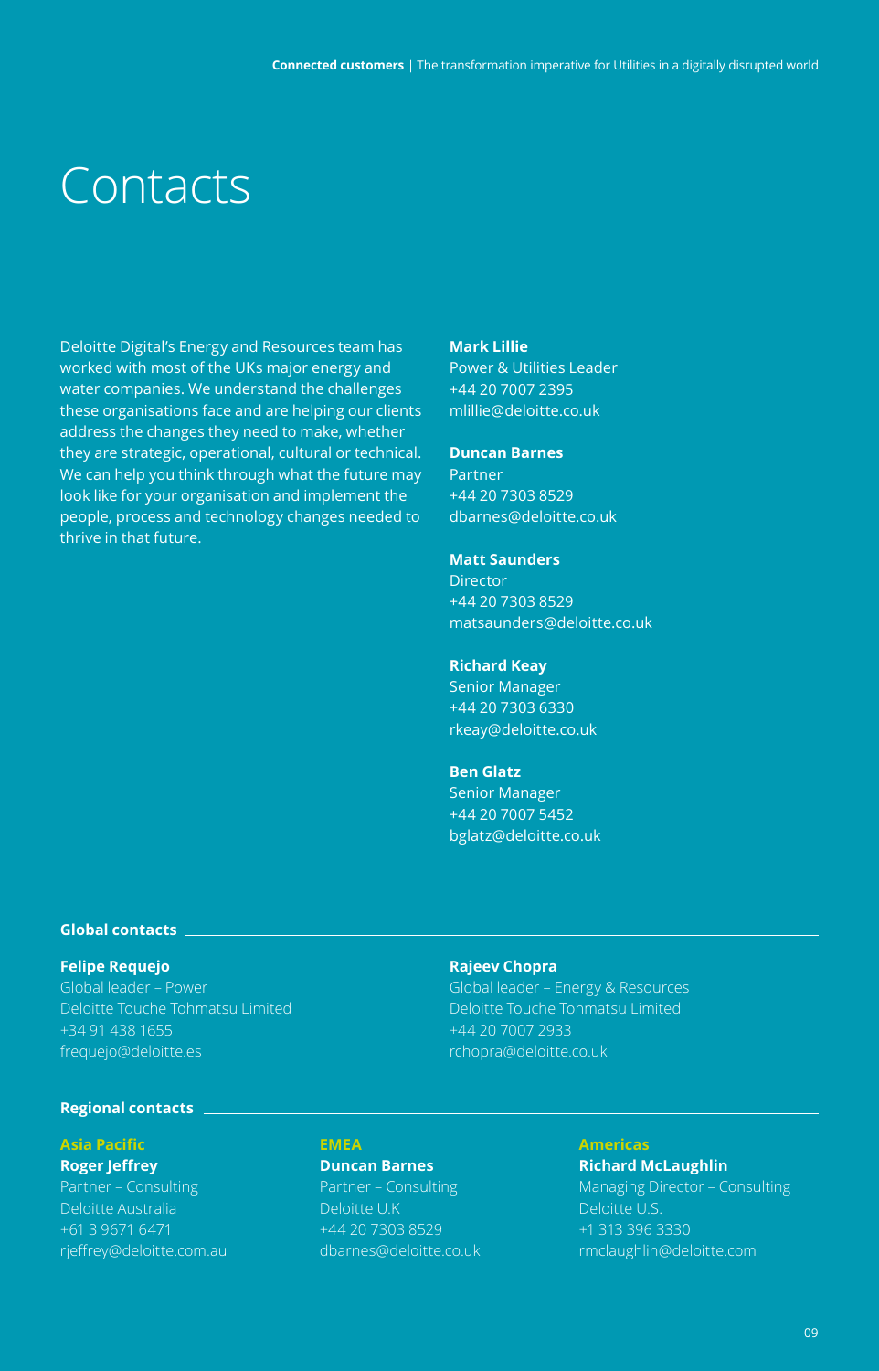# Contacts

Deloitte Digital's Energy and Resources team has worked with most of the UKs major energy and water companies. We understand the challenges these organisations face and are helping our clients address the changes they need to make, whether they are strategic, operational, cultural or technical. We can help you think through what the future may look like for your organisation and implement the people, process and technology changes needed to thrive in that future.

**Mark Lillie**
Power & Utilities Leader
+44 20 7007 2395
mlillie@deloitte.co.uk

**Duncan Barnes**
Partner
+44 20 7303 8529
dbarnes@deloitte.co.uk

**Matt Saunders**
Director
+44 20 7303 8529
matsaunders@deloitte.co.uk

**Richard Keay**
Senior Manager
+44 20 7303 6330
rkeay@deloitte.co.uk

**Ben Glatz**
Senior Manager
+44 20 7007 5452
bglatz@deloitte.co.uk

## Global contacts

**Felipe Requejo**
Global leader – Power
Deloitte Touche Tohmatsu Limited
+34 91 438 1655
frequejo@deloitte.es

**Rajeev Chopra**
Global leader – Energy & Resources
Deloitte Touche Tohmatsu Limited
+44 20 7007 2933
rchopra@deloitte.co.uk

## Regional contacts

**Asia Pacific**
**Roger Jeffrey**
Partner – Consulting
Deloitte Australia
+61 3 9671 6471
rjeffrey@deloitte.com.au

**EMEA**
**Duncan Barnes**
Partner – Consulting
Deloitte U.K
+44 20 7303 8529
dbarnes@deloitte.co.uk

**Americas**
**Richard McLaughlin**
Managing Director – Consulting
Deloitte U.S.
+1 313 396 3330
rmclaughlin@deloitte.com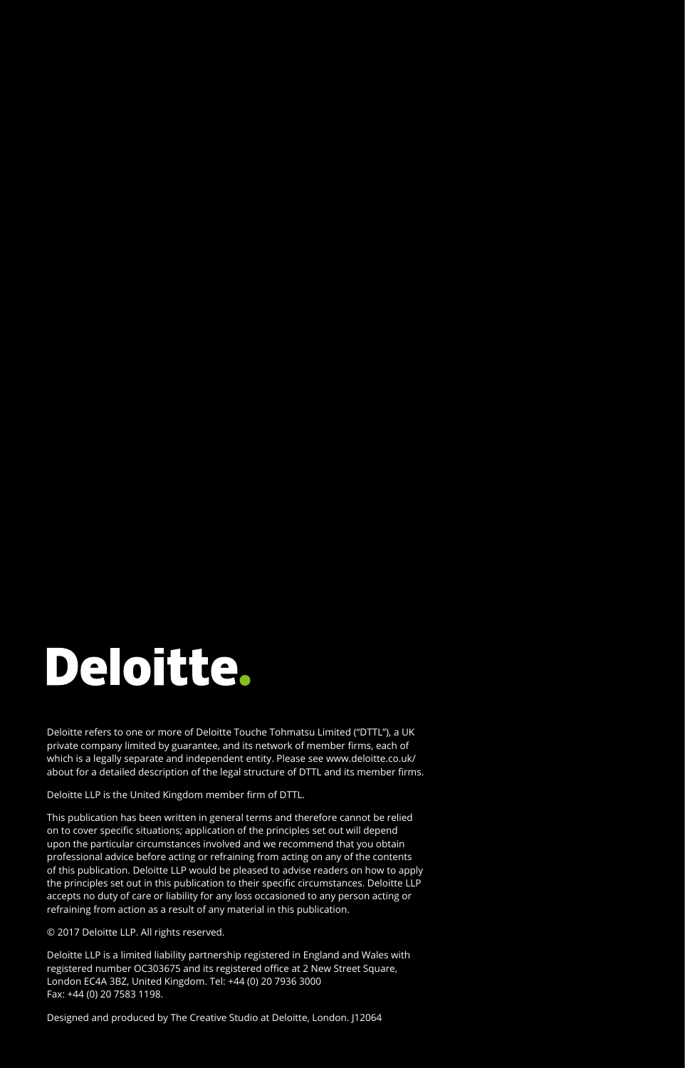# Deloitte.

Deloitte refers to one or more of Deloitte Touche Tohmatsu Limited ("DTTL"), a UK private company limited by guarantee, and its network of member firms, each of which is a legally separate and independent entity. Please see www.deloitte.co.uk/about for a detailed description of the legal structure of DTTL and its member firms.

Deloitte LLP is the United Kingdom member firm of DTTL.

This publication has been written in general terms and therefore cannot be relied on to cover specific situations; application of the principles set out will depend upon the particular circumstances involved and we recommend that you obtain professional advice before acting or refraining from acting on any of the contents of this publication. Deloitte LLP would be pleased to advise readers on how to apply the principles set out in this publication to their specific circumstances. Deloitte LLP accepts no duty of care or liability for any loss occasioned to any person acting or refraining from action as a result of any material in this publication.

© 2017 Deloitte LLP. All rights reserved.

Deloitte LLP is a limited liability partnership registered in England and Wales with registered number OC303675 and its registered office at 2 New Street Square, London EC4A 3BZ, United Kingdom. Tel: +44 (0) 20 7936 3000 Fax: +44 (0) 20 7583 1198.

Designed and produced by The Creative Studio at Deloitte, London. J12064